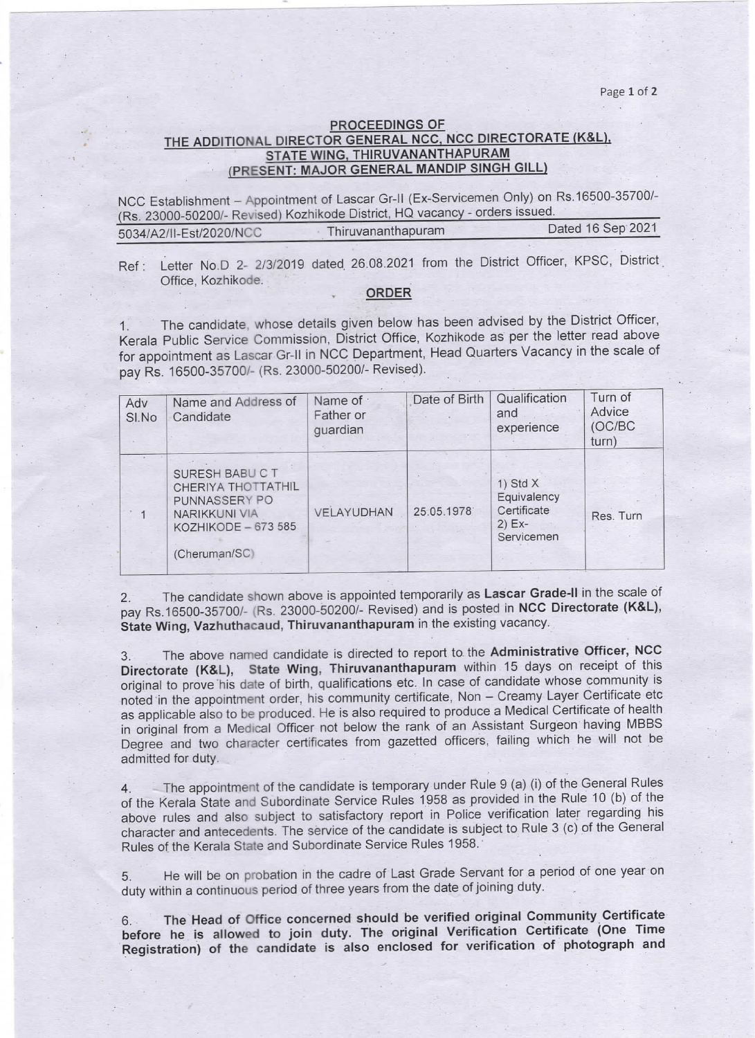**PROCEEDINGS OF**
**THE ADDITIONAL DIRECTOR GENERAL NCC, NCC DIRECTORATE (K&L), STATE WING, THIRUVANANTHAPURAM**
**(PRESENT: MAJOR GENERAL MANDIP SINGH GILL)**

NCC Establishment – Appointment of Lascar Gr-II (Ex-Servicemen Only) on Rs.16500-35700/- (Rs. 23000-50200/- Revised) Kozhikode District, HQ vacancy - orders issued.

5034/A2/II-Est/2020/NCC Thiruvananthapuram Dated 16 Sep 2021

Ref : Letter No.D 2- 2/3/2019 dated 26.08.2021 from the District Officer, KPSC, District Office, Kozhikode.

**ORDER**

1. The candidate, whose details given below has been advised by the District Officer, Kerala Public Service Commission, District Office, Kozhikode as per the letter read above for appointment as Lascar Gr-II in NCC Department, Head Quarters Vacancy in the scale of pay Rs. 16500-35700/- (Rs. 23000-50200/- Revised).

| Adv Sl.No | Name and Address of Candidate | Name of Father or guardian | Date of Birth | Qualification and experience | Turn of Advice (OC/BC turn) |
|---|---|---|---|---|---|
| 1 | SURESH BABU C T CHERIYA THOTTATHIL PUNNASSERY PO NARIKKUNI VIA KOZHIKODE – 673 585 (Cheruman/SC) | VELAYUDHAN | 25.05.1978 | 1) Std X Equivalency Certificate 2) Ex-Servicemen | Res. Turn |

2. The candidate shown above is appointed temporarily as **Lascar Grade-II** in the scale of pay Rs.16500-35700/- (Rs. 23000-50200/- Revised) and is posted in **NCC Directorate (K&L), State Wing, Vazhuthacaud, Thiruvananthapuram** in the existing vacancy.

3. The above named candidate is directed to report to the **Administrative Officer, NCC Directorate (K&L), State Wing, Thiruvananthapuram** within 15 days on receipt of this original to prove his date of birth, qualifications etc. In case of candidate whose community is noted in the appointment order, his community certificate, Non – Creamy Layer Certificate etc as applicable also to be produced. He is also required to produce a Medical Certificate of health in original from a Medical Officer not below the rank of an Assistant Surgeon having MBBS Degree and two character certificates from gazetted officers, failing which he will not be admitted for duty.

4. The appointment of the candidate is temporary under Rule 9 (a) (i) of the General Rules of the Kerala State and Subordinate Service Rules 1958 as provided in the Rule 10 (b) of the above rules and also subject to satisfactory report in Police verification later regarding his character and antecedents. The service of the candidate is subject to Rule 3 (c) of the General Rules of the Kerala State and Subordinate Service Rules 1958.

5. He will be on probation in the cadre of Last Grade Servant for a period of one year on duty within a continuous period of three years from the date of joining duty.

6. **The Head of Office concerned should be verified original Community Certificate before he is allowed to join duty. The original Verification Certificate (One Time Registration) of the candidate is also enclosed for verification of photograph and**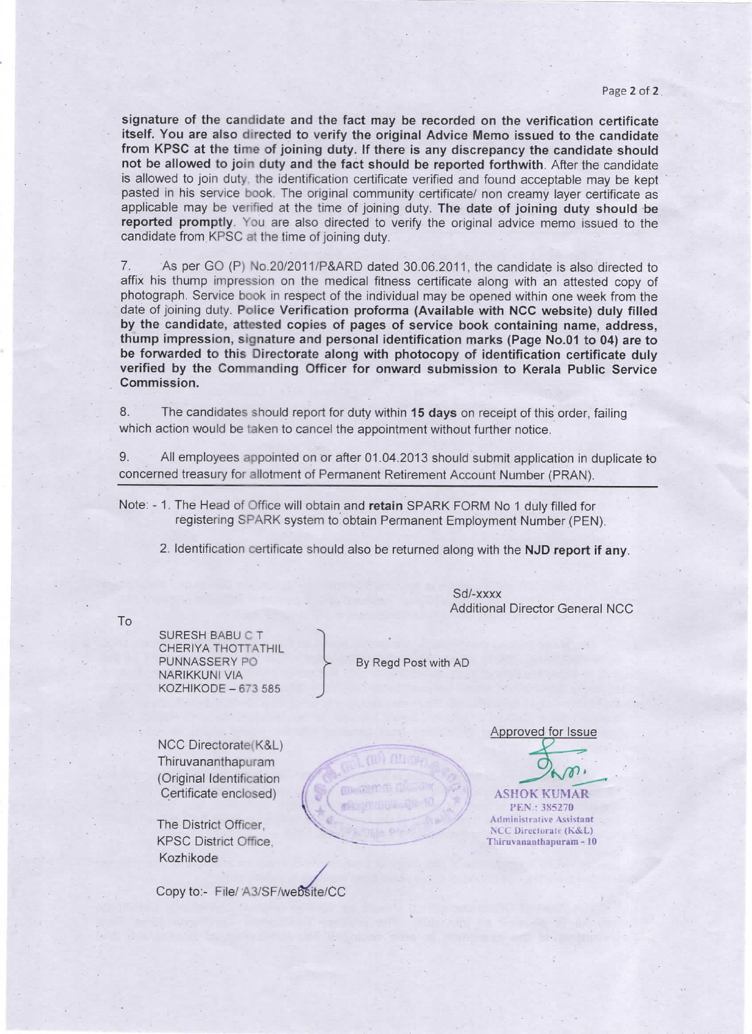signature of the candidate and the fact may be recorded on the verification certificate itself. **You are also directed to verify the original Advice Memo issued to the candidate from KPSC at the time of joining duty. If there is any discrepancy the candidate should not be allowed to join duty and the fact should be reported forthwith**. After the candidate is allowed to join duty, the identification certificate verified and found acceptable may be kept pasted in his service book. The original community certificate/ non creamy layer certificate as applicable may be verified at the time of joining duty. **The date of joining duty should be reported promptly**. You are also directed to verify the original advice memo issued to the candidate from KPSC at the time of joining duty.

7. As per GO (P) No.20/2011/P&ARD dated 30.06.2011, the candidate is also directed to affix his thump impression on the medical fitness certificate along with an attested copy of photograph. Service book in respect of the individual may be opened within one week from the date of joining duty. **Police Verification proforma (Available with NCC website) duly filled by the candidate, attested copies of pages of service book containing name, address, thump impression, signature and personal identification marks (Page No.01 to 04) are to be forwarded to this Directorate along with photocopy of identification certificate duly verified by the Commanding Officer for onward submission to Kerala Public Service Commission.**

8. The candidates should report for duty within **15 days** on receipt of this order, failing which action would be taken to cancel the appointment without further notice.

9. All employees appointed on or after 01.04.2013 should submit application in duplicate to concerned treasury for allotment of Permanent Retirement Account Number (PRAN).

Note: - 1. The Head of Office will obtain and **retain** SPARK FORM No 1 duly filled for registering SPARK system to obtain Permanent Employment Number (PEN).

2. Identification certificate should also be returned along with the **NJD report if any**.

Sd/-xxxx
Additional Director General NCC

To

SURESH BABU C T
CHERIYA THOTTATHIL
PUNNASSERY PO
NARIKKUNI VIA
KOZHIKODE – 673 585

By Regd Post with AD

NCC Directorate(K&L)
Thiruvananthapuram
(Original Identification Certificate enclosed)

The District Officer,
KPSC District Office,
Kozhikode

Approved for Issue

ASHOK KUMAR
PEN : 385270
Administrative Assistant
NCC Directorate (K&L)
Thiruvananthapuram - 10

Copy to:- File/ A3/SF/website/CC